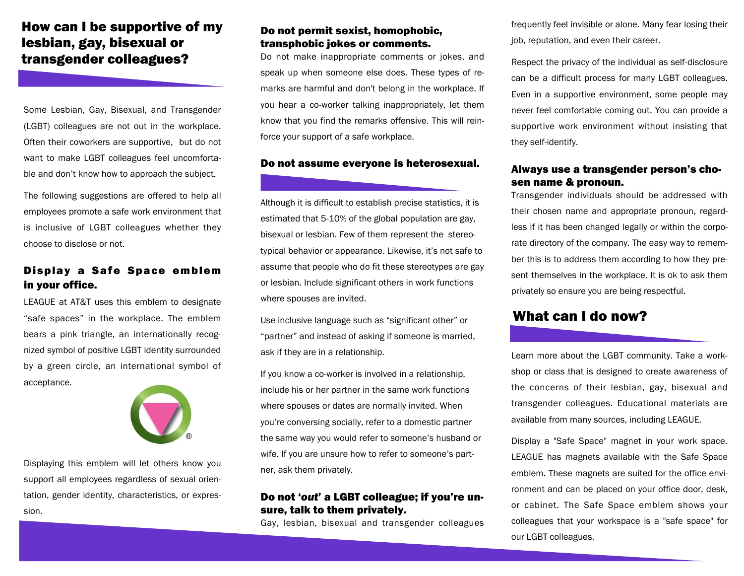## How can I be supportive of my lesbian, gay, bisexual or transgender colleagues?

Some Lesbian, Gay, Bisexual, and Transgender (LGBT) colleagues are not out in the workplace. Often their coworkers are supportive, but do not want to make LGBT colleagues feel uncomfortable and don't know how to approach the subject.

The following suggestions are offered to help all employees promote a safe work environment that is inclusive of LGBT colleagues whether they choose to disclose or not.

### Display a Safe Space emblem in your office.

LEAGUE at AT&T uses this emblem to designate "safe spaces" in the workplace. The emblem bears a pink triangle, an internationally recognized symbol of positive LGBT identity surrounded by a green circle, an international symbol of acceptance.

Displaying this emblem will let others know you support all employees regardless of sexual orientation, gender identity, characteristics, or expression.

### Do not permit sexist, homophobic, transphobic jokes or comments.

Do not make inappropriate comments or jokes, and speak up when someone else does. These types of remarks are harmful and don't belong in the workplace. If you hear a co-worker talking inappropriately, let them know that you find the remarks offensive. This will reinforce your support of a safe workplace.

### Do not assume everyone is heterosexual.

Although it is difficult to establish precise statistics, it is estimated that 5-10% of the global population are gay, bisexual or lesbian. Few of them represent the stereotypical behavior or appearance. Likewise, it's not safe to assume that people who do fit these stereotypes are gay or lesbian. Include significant others in work functions where spouses are invited.

Use inclusive language such as "significant other" or "partner" and instead of asking if someone is married, ask if they are in a relationship.

If you know a co-worker is involved in a relationship, include his or her partner in the same work functions where spouses or dates are normally invited. When you're conversing socially, refer to a domestic partner the same way you would refer to someone's husband or wife. If you are unsure how to refer to someone's partner, ask them privately.

### Do not '*out*' a LGBT colleague; if you're unsure, talk to them privately.

Gay, lesbian, bisexual and transgender colleagues frequently feel invisible or alone. Many fear losing their job, reputation, and even their career.

Respect the privacy of the individual as self-disclosure can be a difficult process for many LGBT colleagues. Even in a supportive environment, some people may never feel comfortable coming out. You can provide a supportive work environment without insisting that they self-identify.

### Always use a transgender person's chosen name & pronoun.

Transgender individuals should be addressed with their chosen name and appropriate pronoun, regardless if it has been changed legally or within the corporate directory of the company. The easy way to remember this is to address them according to how they present themselves in the workplace. It is ok to ask them privately so ensure you are being respectful.

## What can I do now?

Learn more about the LGBT community. Take a workshop or class that is designed to create awareness of the concerns of their lesbian, gay, bisexual and transgender colleagues. Educational materials are available from many sources, including LEAGUE.

Display a "Safe Space" magnet in your work space. LEAGUE has magnets available with the Safe Space emblem. These magnets are suited for the office environment and can be placed on your office door, desk, or cabinet. The Safe Space emblem shows your colleagues that your workspace is a "safe space" for our LGBT colleagues.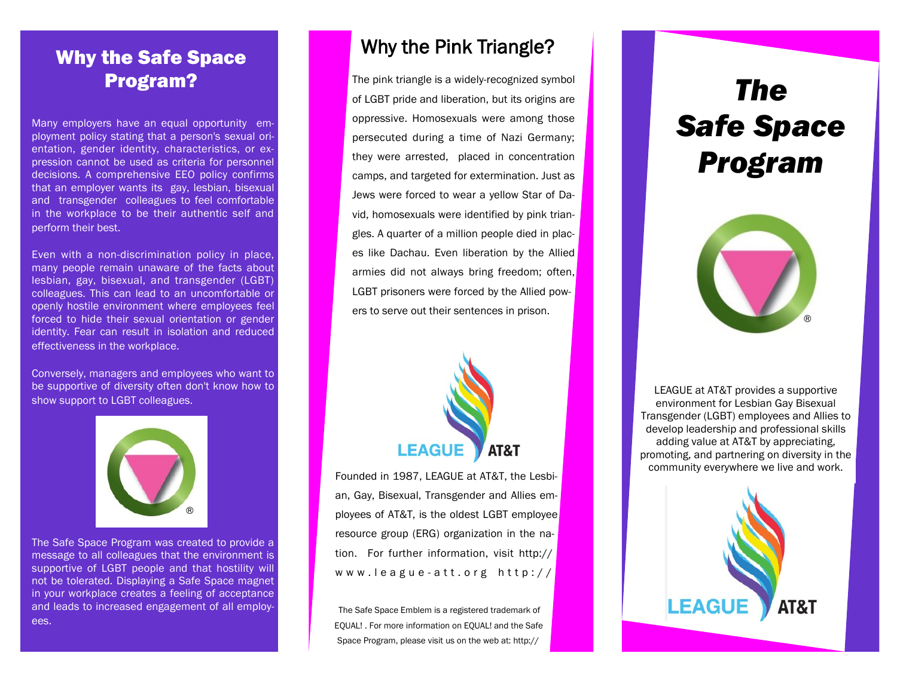# Why the Safe Space Program?

Many employers have an equal opportunity employment policy stating that a person's sexual orientation, gender identity, characteristics, or expression cannot be used as criteria for personnel decisions. A comprehensive EEO policy confirms that an employer wants its gay, lesbian, bisexual and transgender colleagues to feel comfortable in the workplace to be their authentic self and perform their best.

Even with a non-discrimination policy in place, many people remain unaware of the facts about lesbian, gay, bisexual, and transgender (LGBT) colleagues. This can lead to an uncomfortable or openly hostile environment where employees feel forced to hide their sexual orientation or gender identity. Fear can result in isolation and reduced effectiveness in the workplace.

Conversely, managers and employees who want to be supportive of diversity often don't know how to show support to LGBT colleagues.

®

The Safe Space Program was created to provide a message to all colleagues that the environment is supportive of LGBT people and that hostility will not be tolerated. Displaying a Safe Space magnet in your workplace creates a feeling of acceptance and leads to increased engagement of all employees.

# Why the Pink Triangle?

The pink triangle is a widely-recognized symbol of LGBT pride and liberation, but its origins are oppressive. Homosexuals were among those persecuted during a time of Nazi Germany; they were arrested, placed in concentration camps, and targeted for extermination. Just as Jews were forced to wear a yellow Star of David, homosexuals were identified by pink triangles. A quarter of a million people died in places like Dachau. Even liberation by the Allied armies did not always bring freedom; often, LGBT prisoners were forced by the Allied powers to serve out their sentences in prison.

LEAGUE AT&T

Founded in 1987, LEAGUE at AT&T, the Lesbian, Gay, Bisexual, Transgender and Allies employees of AT&T, is the oldest LGBT employee resource group (ERG) organization in the nation. For further information, visit http://www.league-att.org http://

The Safe Space Emblem is a registered trademark of EQUAL! . For more information on EQUAL! and the Safe Space Program, please visit us on the web at: http://

# *The Safe Space Program*

®

LEAGUE at AT&T provides a supportive environment for Lesbian Gay Bisexual Transgender (LGBT) employees and Allies to develop leadership and professional skills adding value at AT&T by appreciating, promoting, and partnering on diversity in the community everywhere we live and work.

LEAGUE AT&T